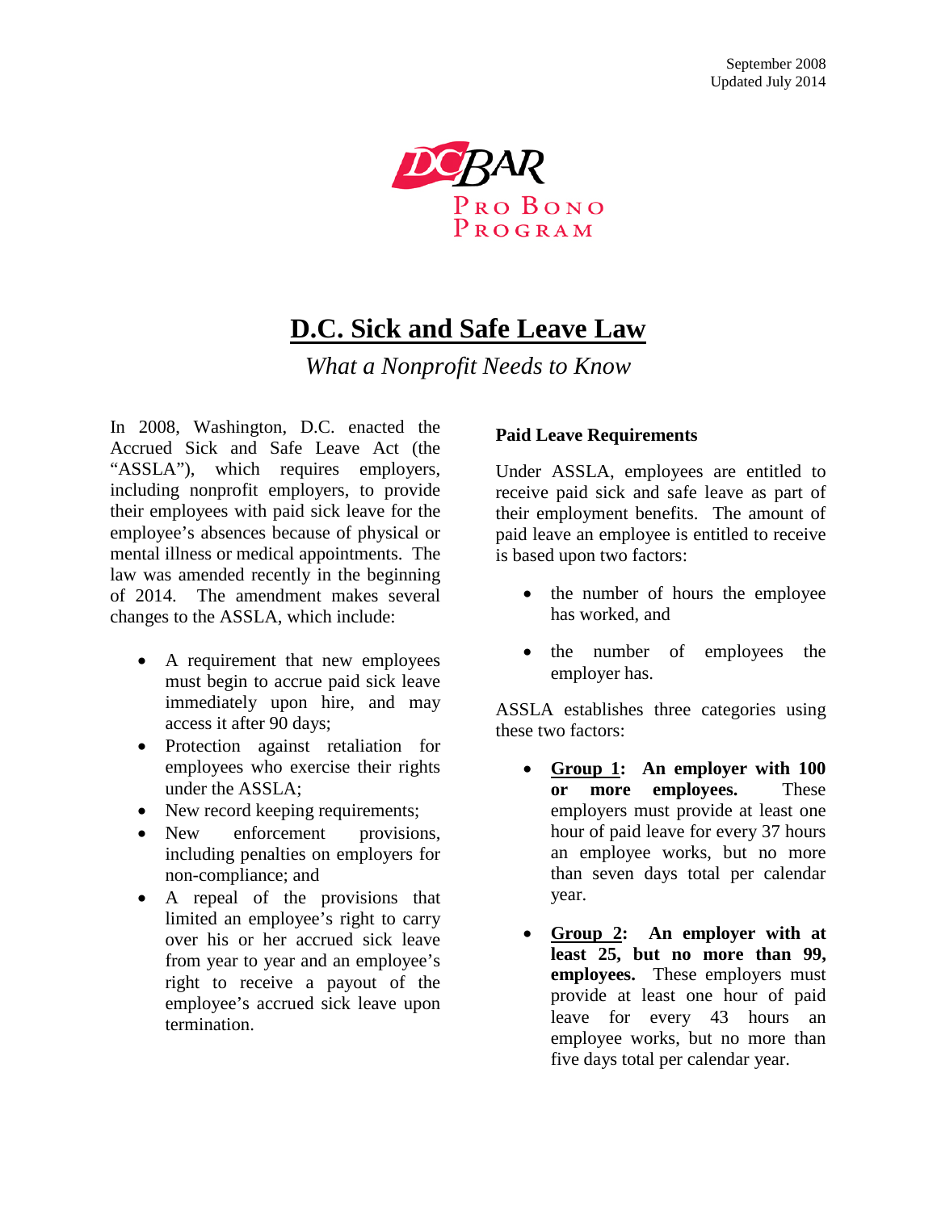September 2008
Updated July 2014

DC BAR
PRO BONO PROGRAM

# D.C. Sick and Safe Leave Law

*What a Nonprofit Needs to Know*

In 2008, Washington, D.C. enacted the Accrued Sick and Safe Leave Act (the "ASSLA"), which requires employers, including nonprofit employers, to provide their employees with paid sick leave for the employee's absences because of physical or mental illness or medical appointments. The law was amended recently in the beginning of 2014. The amendment makes several changes to the ASSLA, which include:

- A requirement that new employees must begin to accrue paid sick leave immediately upon hire, and may access it after 90 days;
- Protection against retaliation for employees who exercise their rights under the ASSLA;
- New record keeping requirements;
- New enforcement provisions, including penalties on employers for non-compliance; and
- A repeal of the provisions that limited an employee's right to carry over his or her accrued sick leave from year to year and an employee's right to receive a payout of the employee's accrued sick leave upon termination.

### Paid Leave Requirements

Under ASSLA, employees are entitled to receive paid sick and safe leave as part of their employment benefits. The amount of paid leave an employee is entitled to receive is based upon two factors:

- the number of hours the employee has worked, and
- the number of employees the employer has.

ASSLA establishes three categories using these two factors:

- **Group 1: An employer with 100 or more employees.** These employers must provide at least one hour of paid leave for every 37 hours an employee works, but no more than seven days total per calendar year.

- **Group 2: An employer with at least 25, but no more than 99, employees.** These employers must provide at least one hour of paid leave for every 43 hours an employee works, but no more than five days total per calendar year.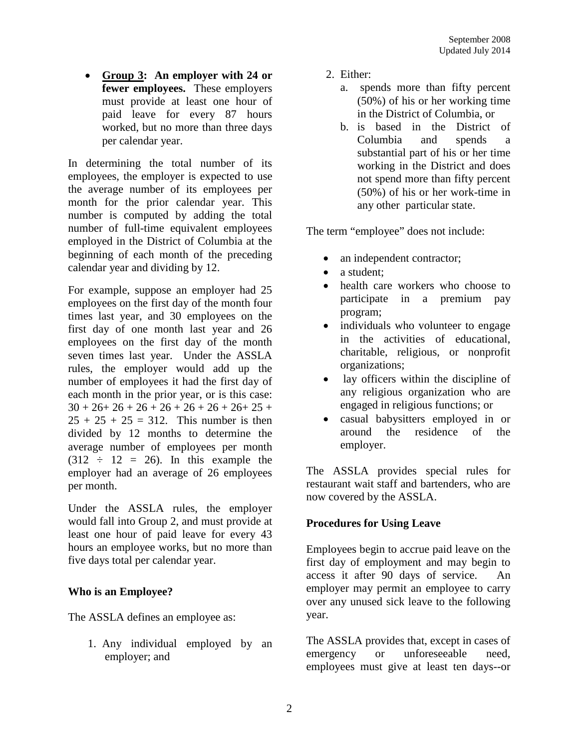- **Group 3: An employer with 24 or fewer employees.** These employers must provide at least one hour of paid leave for every 87 hours worked, but no more than three days per calendar year.

In determining the total number of its employees, the employer is expected to use the average number of its employees per month for the prior calendar year. This number is computed by adding the total number of full-time equivalent employees employed in the District of Columbia at the beginning of each month of the preceding calendar year and dividing by 12.

For example, suppose an employer had 25 employees on the first day of the month four times last year, and 30 employees on the first day of one month last year and 26 employees on the first day of the month seven times last year. Under the ASSLA rules, the employer would add up the number of employees it had the first day of each month in the prior year, or is this case: $30 + 26+ 26 + 26 + 26 + 26 + 26 + 26+ 25 + 25 + 25 + 25 = 312$. This number is then divided by 12 months to determine the average number of employees per month ($312 \div 12 = 26$). In this example the employer had an average of 26 employees per month.

Under the ASSLA rules, the employer would fall into Group 2, and must provide at least one hour of paid leave for every 43 hours an employee works, but no more than five days total per calendar year.

### Who is an Employee?

The ASSLA defines an employee as:

1. Any individual employed by an employer; and
2. Either:
   a. spends more than fifty percent (50%) of his or her working time in the District of Columbia, or
   b. is based in the District of Columbia and spends a substantial part of his or her time working in the District and does not spend more than fifty percent (50%) of his or her work-time in any other particular state.

The term "employee" does not include:

- an independent contractor;
- a student;
- health care workers who choose to participate in a premium pay program;
- individuals who volunteer to engage in the activities of educational, charitable, religious, or nonprofit organizations;
- lay officers within the discipline of any religious organization who are engaged in religious functions; or
- casual babysitters employed in or around the residence of the employer.

The ASSLA provides special rules for restaurant wait staff and bartenders, who are now covered by the ASSLA.

### Procedures for Using Leave

Employees begin to accrue paid leave on the first day of employment and may begin to access it after 90 days of service. An employer may permit an employee to carry over any unused sick leave to the following year.

The ASSLA provides that, except in cases of emergency or unforeseeable need, employees must give at least ten days--or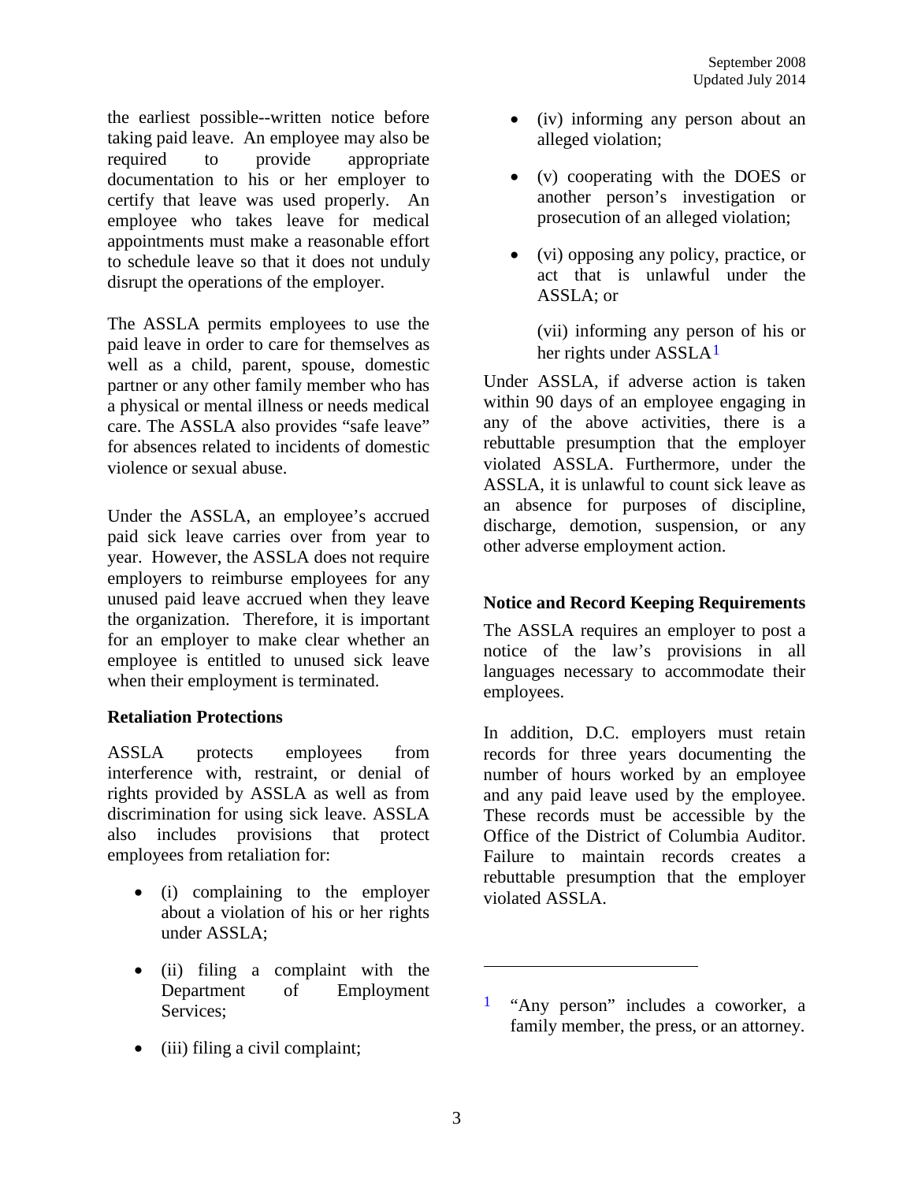the earliest possible--written notice before taking paid leave. An employee may also be required to provide appropriate documentation to his or her employer to certify that leave was used properly. An employee who takes leave for medical appointments must make a reasonable effort to schedule leave so that it does not unduly disrupt the operations of the employer.

The ASSLA permits employees to use the paid leave in order to care for themselves as well as a child, parent, spouse, domestic partner or any other family member who has a physical or mental illness or needs medical care. The ASSLA also provides "safe leave" for absences related to incidents of domestic violence or sexual abuse.

Under the ASSLA, an employee's accrued paid sick leave carries over from year to year. However, the ASSLA does not require employers to reimburse employees for any unused paid leave accrued when they leave the organization. Therefore, it is important for an employer to make clear whether an employee is entitled to unused sick leave when their employment is terminated.

**Retaliation Protections**

ASSLA protects employees from interference with, restraint, or denial of rights provided by ASSLA as well as from discrimination for using sick leave. ASSLA also includes provisions that protect employees from retaliation for:

- (i) complaining to the employer about a violation of his or her rights under ASSLA;
- (ii) filing a complaint with the Department of Employment Services;
- (iii) filing a civil complaint;
- (iv) informing any person about an alleged violation;
- (v) cooperating with the DOES or another person's investigation or prosecution of an alleged violation;
- (vi) opposing any policy, practice, or act that is unlawful under the ASSLA; or

(vii) informing any person of his or her rights under ASSLA[1]

Under ASSLA, if adverse action is taken within 90 days of an employee engaging in any of the above activities, there is a rebuttable presumption that the employer violated ASSLA. Furthermore, under the ASSLA, it is unlawful to count sick leave as an absence for purposes of discipline, discharge, demotion, suspension, or any other adverse employment action.

**Notice and Record Keeping Requirements**

The ASSLA requires an employer to post a notice of the law's provisions in all languages necessary to accommodate their employees.

In addition, D.C. employers must retain records for three years documenting the number of hours worked by an employee and any paid leave used by the employee. These records must be accessible by the Office of the District of Columbia Auditor. Failure to maintain records creates a rebuttable presumption that the employer violated ASSLA.

[1] "Any person" includes a coworker, a family member, the press, or an attorney.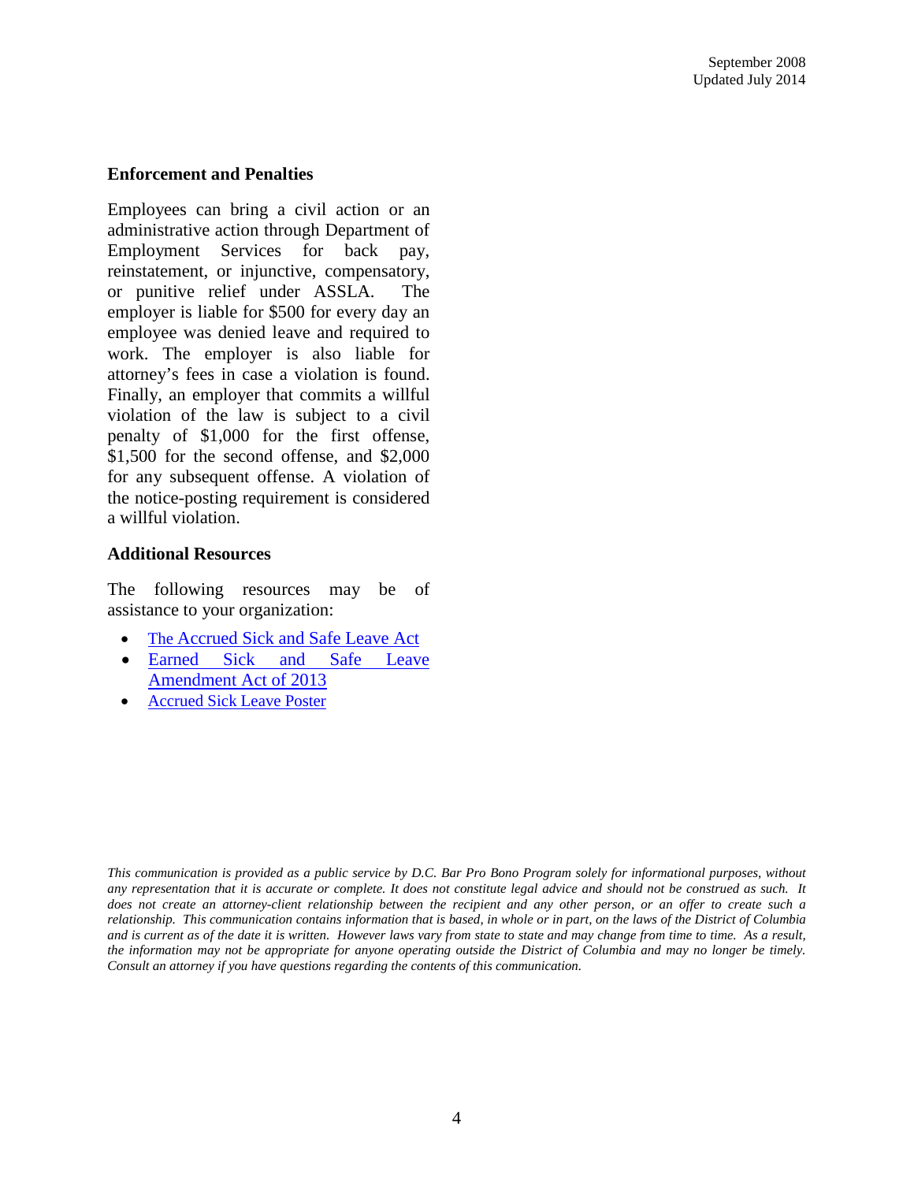## Enforcement and Penalties

Employees can bring a civil action or an administrative action through Department of Employment Services for back pay, reinstatement, or injunctive, compensatory, or punitive relief under ASSLA. The employer is liable for $500 for every day an employee was denied leave and required to work. The employer is also liable for attorney's fees in case a violation is found. Finally, an employer that commits a willful violation of the law is subject to a civil penalty of $1,000 for the first offense, $1,500 for the second offense, and $2,000 for any subsequent offense. A violation of the notice-posting requirement is considered a willful violation.

## Additional Resources

The following resources may be of assistance to your organization:

- The Accrued Sick and Safe Leave Act
- Earned Sick and Safe Leave Amendment Act of 2013
- Accrued Sick Leave Poster

*This communication is provided as a public service by D.C. Bar Pro Bono Program solely for informational purposes, without any representation that it is accurate or complete. It does not constitute legal advice and should not be construed as such. It does not create an attorney-client relationship between the recipient and any other person, or an offer to create such a relationship. This communication contains information that is based, in whole or in part, on the laws of the District of Columbia and is current as of the date it is written. However laws vary from state to state and may change from time to time. As a result, the information may not be appropriate for anyone operating outside the District of Columbia and may no longer be timely. Consult an attorney if you have questions regarding the contents of this communication.*